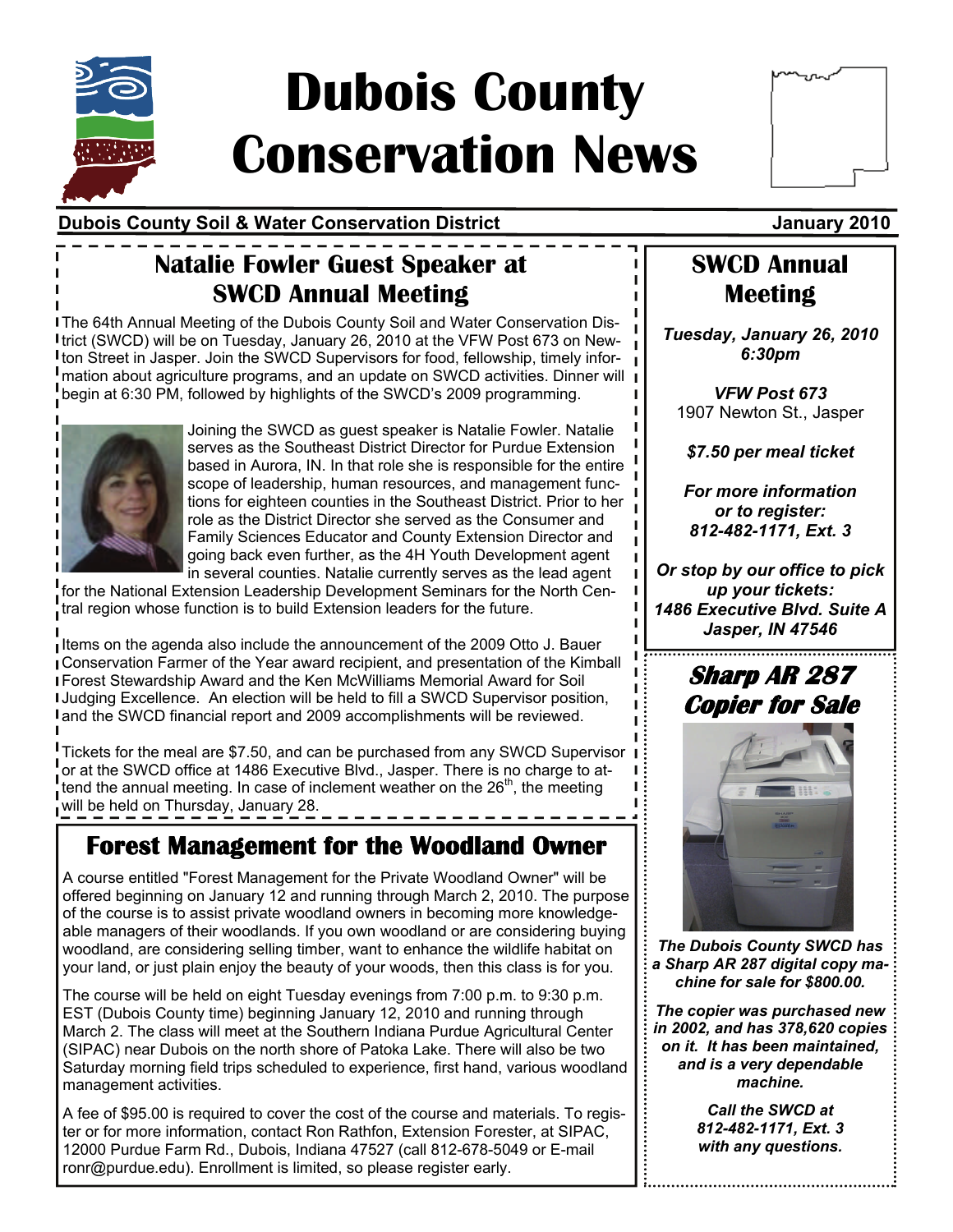# Dubois County Conservation News

**Dubois County Soil & Water Conservation District** — **January 2010**

## Natalie Fowler Guest Speaker at SWCD Annual Meeting

The 64th Annual Meeting of the Dubois County Soil and Water Conservation District (SWCD) will be on Tuesday, January 26, 2010 at the VFW Post 673 on Newton Street in Jasper. Join the SWCD Supervisors for food, fellowship, timely information about agriculture programs, and an update on SWCD activities. Dinner will begin at 6:30 PM, followed by highlights of the SWCD's 2009 programming.

Joining the SWCD as guest speaker is Natalie Fowler. Natalie serves as the Southeast District Director for Purdue Extension based in Aurora, IN. In that role she is responsible for the entire scope of leadership, human resources, and management functions for eighteen counties in the Southeast District. Prior to her role as the District Director she served as the Consumer and Family Sciences Educator and County Extension Director and going back even further, as the 4H Youth Development agent in several counties. Natalie currently serves as the lead agent for the National Extension Leadership Development Seminars for the North Central region whose function is to build Extension leaders for the future.

Items on the agenda also include the announcement of the 2009 Otto J. Bauer Conservation Farmer of the Year award recipient, and presentation of the Kimball Forest Stewardship Award and the Ken McWilliams Memorial Award for Soil Judging Excellence. An election will be held to fill a SWCD Supervisor position, and the SWCD financial report and 2009 accomplishments will be reviewed.

Tickets for the meal are $7.50, and can be purchased from any SWCD Supervisor or at the SWCD office at 1486 Executive Blvd., Jasper. There is no charge to attend the annual meeting. In case of inclement weather on the 26th, the meeting will be held on Thursday, January 28.

## Forest Management for the Woodland Owner

A course entitled "Forest Management for the Private Woodland Owner" will be offered beginning on January 12 and running through March 2, 2010. The purpose of the course is to assist private woodland owners in becoming more knowledgeable managers of their woodlands. If you own woodland or are considering buying woodland, are considering selling timber, want to enhance the wildlife habitat on your land, or just plain enjoy the beauty of your woods, then this class is for you.

The course will be held on eight Tuesday evenings from 7:00 p.m. to 9:30 p.m. EST (Dubois County time) beginning January 12, 2010 and running through March 2. The class will meet at the Southern Indiana Purdue Agricultural Center (SIPAC) near Dubois on the north shore of Patoka Lake. There will also be two Saturday morning field trips scheduled to experience, first hand, various woodland management activities.

A fee of $95.00 is required to cover the cost of the course and materials. To register or for more information, contact Ron Rathfon, Extension Forester, at SIPAC, 12000 Purdue Farm Rd., Dubois, Indiana 47527 (call 812-678-5049 or E-mail ronr@purdue.edu). Enrollment is limited, so please register early.

## SWCD Annual Meeting

***Tuesday, January 26, 2010***
***6:30pm***

***VFW Post 673***
1907 Newton St., Jasper

***$7.50 per meal ticket***

***For more information or to register:***
***812-482-1171, Ext. 3***

***Or stop by our office to pick up your tickets:***
***1486 Executive Blvd. Suite A***
***Jasper, IN 47546***

## Sharp AR 287 Copier for Sale

***The Dubois County SWCD has a Sharp AR 287 digital copy machine for sale for $800.00.***

***The copier was purchased new in 2002, and has 378,620 copies on it. It has been maintained, and is a very dependable machine.***

***Call the SWCD at 812-482-1171, Ext. 3 with any questions.***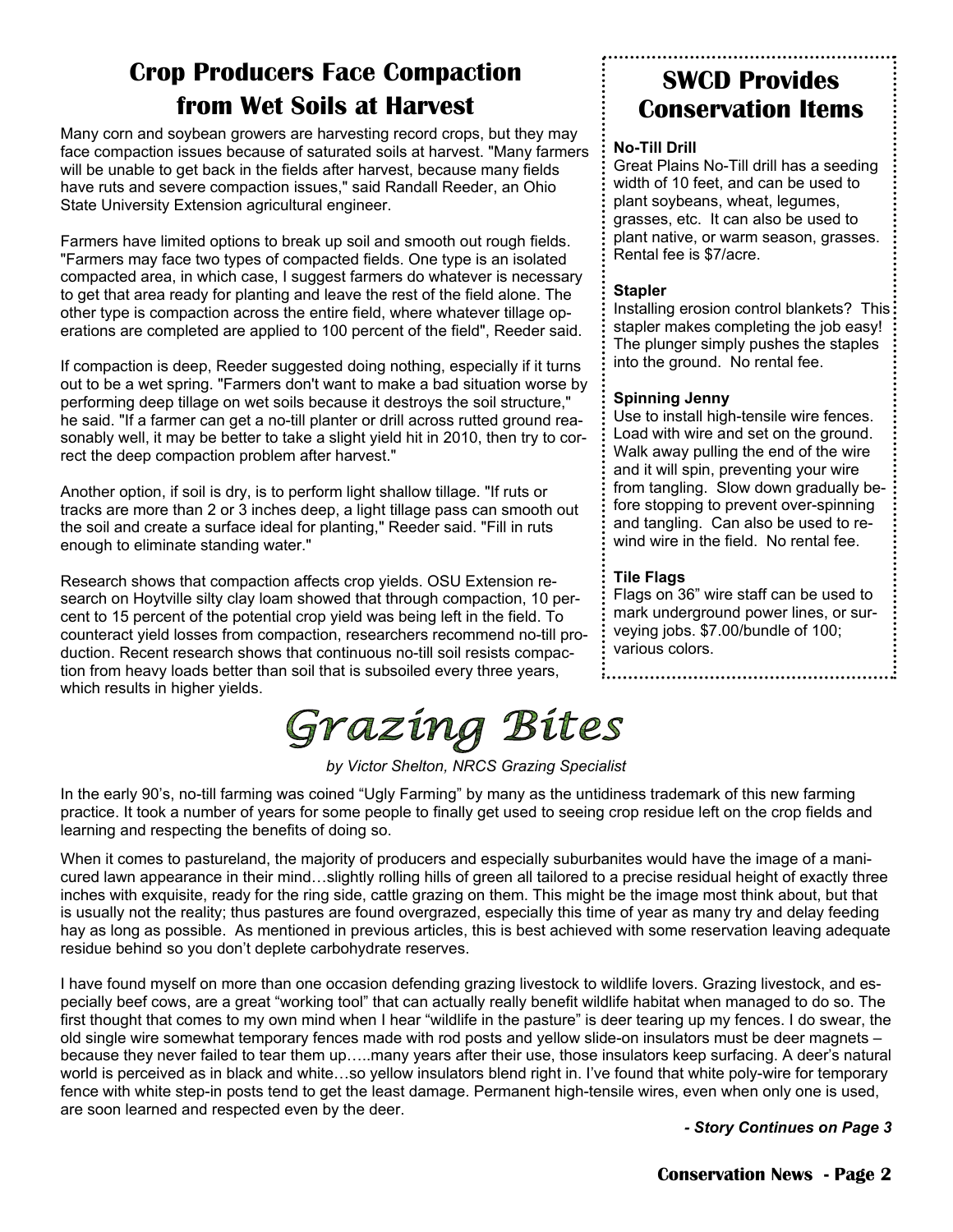## Crop Producers Face Compaction from Wet Soils at Harvest

Many corn and soybean growers are harvesting record crops, but they may face compaction issues because of saturated soils at harvest. "Many farmers will be unable to get back in the fields after harvest, because many fields have ruts and severe compaction issues," said Randall Reeder, an Ohio State University Extension agricultural engineer.

Farmers have limited options to break up soil and smooth out rough fields. "Farmers may face two types of compacted fields. One type is an isolated compacted area, in which case, I suggest farmers do whatever is necessary to get that area ready for planting and leave the rest of the field alone. The other type is compaction across the entire field, where whatever tillage operations are completed are applied to 100 percent of the field", Reeder said.

If compaction is deep, Reeder suggested doing nothing, especially if it turns out to be a wet spring. "Farmers don't want to make a bad situation worse by performing deep tillage on wet soils because it destroys the soil structure," he said. "If a farmer can get a no-till planter or drill across rutted ground reasonably well, it may be better to take a slight yield hit in 2010, then try to correct the deep compaction problem after harvest."

Another option, if soil is dry, is to perform light shallow tillage. "If ruts or tracks are more than 2 or 3 inches deep, a light tillage pass can smooth out the soil and create a surface ideal for planting," Reeder said. "Fill in ruts enough to eliminate standing water."

Research shows that compaction affects crop yields. OSU Extension research on Hoytville silty clay loam showed that through compaction, 10 percent to 15 percent of the potential crop yield was being left in the field. To counteract yield losses from compaction, researchers recommend no-till production. Recent research shows that continuous no-till soil resists compaction from heavy loads better than soil that is subsoiled every three years, which results in higher yields.

## SWCD Provides Conservation Items

**No-Till Drill**
Great Plains No-Till drill has a seeding width of 10 feet, and can be used to plant soybeans, wheat, legumes, grasses, etc. It can also be used to plant native, or warm season, grasses. Rental fee is $7/acre.

**Stapler**
Installing erosion control blankets? This stapler makes completing the job easy! The plunger simply pushes the staples into the ground. No rental fee.

**Spinning Jenny**
Use to install high-tensile wire fences. Load with wire and set on the ground. Walk away pulling the end of the wire and it will spin, preventing your wire from tangling. Slow down gradually before stopping to prevent over-spinning and tangling. Can also be used to rewind wire in the field. No rental fee.

**Tile Flags**
Flags on 36" wire staff can be used to mark underground power lines, or surveying jobs. $7.00/bundle of 100; various colors.

## Grazing Bites

*by Victor Shelton, NRCS Grazing Specialist*

In the early 90's, no-till farming was coined "Ugly Farming" by many as the untidiness trademark of this new farming practice. It took a number of years for some people to finally get used to seeing crop residue left on the crop fields and learning and respecting the benefits of doing so.

When it comes to pastureland, the majority of producers and especially suburbanites would have the image of a manicured lawn appearance in their mind…slightly rolling hills of green all tailored to a precise residual height of exactly three inches with exquisite, ready for the ring side, cattle grazing on them. This might be the image most think about, but that is usually not the reality; thus pastures are found overgrazed, especially this time of year as many try and delay feeding hay as long as possible. As mentioned in previous articles, this is best achieved with some reservation leaving adequate residue behind so you don't deplete carbohydrate reserves.

I have found myself on more than one occasion defending grazing livestock to wildlife lovers. Grazing livestock, and especially beef cows, are a great "working tool" that can actually really benefit wildlife habitat when managed to do so. The first thought that comes to my own mind when I hear "wildlife in the pasture" is deer tearing up my fences. I do swear, the old single wire somewhat temporary fences made with rod posts and yellow slide-on insulators must be deer magnets – because they never failed to tear them up…..many years after their use, those insulators keep surfacing. A deer's natural world is perceived as in black and white…so yellow insulators blend right in. I've found that white poly-wire for temporary fence with white step-in posts tend to get the least damage. Permanent high-tensile wires, even when only one is used, are soon learned and respected even by the deer.

***- Story Continues on Page 3***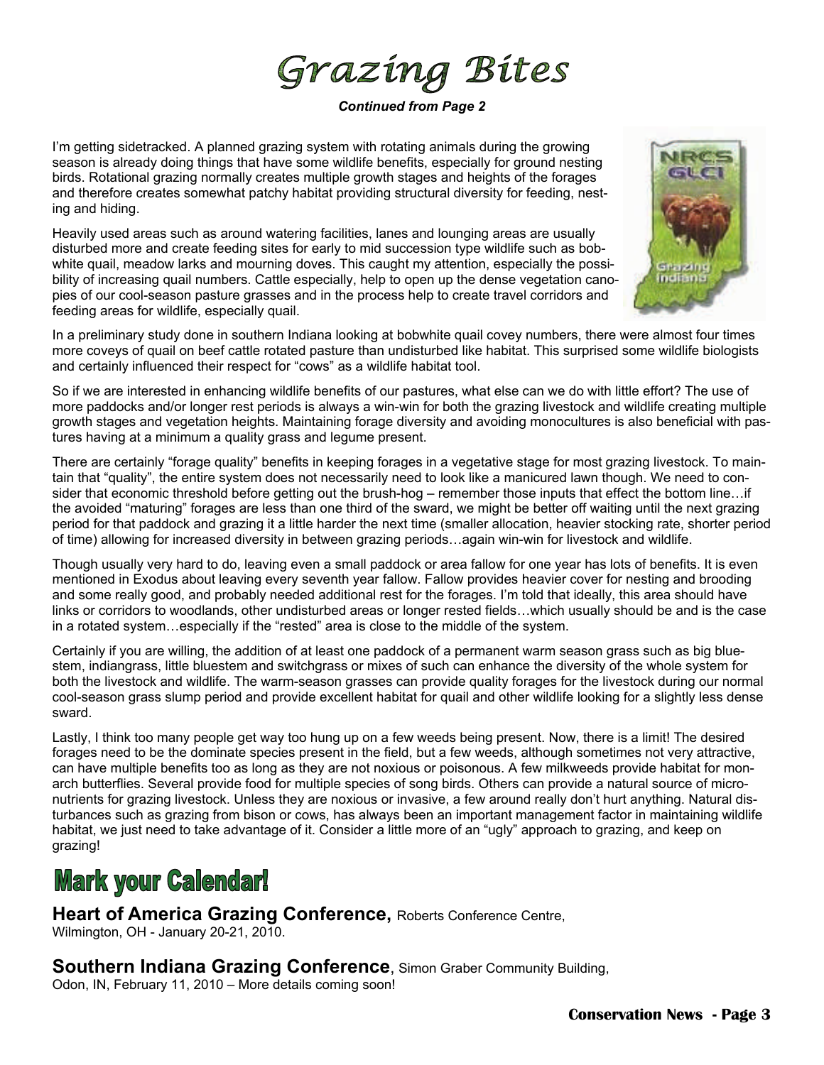# Grazing Bites

***Continued from Page 2***

I'm getting sidetracked. A planned grazing system with rotating animals during the growing season is already doing things that have some wildlife benefits, especially for ground nesting birds. Rotational grazing normally creates multiple growth stages and heights of the forages and therefore creates somewhat patchy habitat providing structural diversity for feeding, nesting and hiding.

Heavily used areas such as around watering facilities, lanes and lounging areas are usually disturbed more and create feeding sites for early to mid succession type wildlife such as bobwhite quail, meadow larks and mourning doves. This caught my attention, especially the possibility of increasing quail numbers. Cattle especially, help to open up the dense vegetation canopies of our cool-season pasture grasses and in the process help to create travel corridors and feeding areas for wildlife, especially quail.

In a preliminary study done in southern Indiana looking at bobwhite quail covey numbers, there were almost four times more coveys of quail on beef cattle rotated pasture than undisturbed like habitat. This surprised some wildlife biologists and certainly influenced their respect for "cows" as a wildlife habitat tool.

So if we are interested in enhancing wildlife benefits of our pastures, what else can we do with little effort? The use of more paddocks and/or longer rest periods is always a win-win for both the grazing livestock and wildlife creating multiple growth stages and vegetation heights. Maintaining forage diversity and avoiding monocultures is also beneficial with pastures having at a minimum a quality grass and legume present.

There are certainly "forage quality" benefits in keeping forages in a vegetative stage for most grazing livestock. To maintain that "quality", the entire system does not necessarily need to look like a manicured lawn though. We need to consider that economic threshold before getting out the brush-hog – remember those inputs that effect the bottom line…if the avoided "maturing" forages are less than one third of the sward, we might be better off waiting until the next grazing period for that paddock and grazing it a little harder the next time (smaller allocation, heavier stocking rate, shorter period of time) allowing for increased diversity in between grazing periods…again win-win for livestock and wildlife.

Though usually very hard to do, leaving even a small paddock or area fallow for one year has lots of benefits. It is even mentioned in Exodus about leaving every seventh year fallow. Fallow provides heavier cover for nesting and brooding and some really good, and probably needed additional rest for the forages. I'm told that ideally, this area should have links or corridors to woodlands, other undisturbed areas or longer rested fields…which usually should be and is the case in a rotated system…especially if the "rested" area is close to the middle of the system.

Certainly if you are willing, the addition of at least one paddock of a permanent warm season grass such as big bluestem, indiangrass, little bluestem and switchgrass or mixes of such can enhance the diversity of the whole system for both the livestock and wildlife. The warm-season grasses can provide quality forages for the livestock during our normal cool-season grass slump period and provide excellent habitat for quail and other wildlife looking for a slightly less dense sward.

Lastly, I think too many people get way too hung up on a few weeds being present. Now, there is a limit! The desired forages need to be the dominate species present in the field, but a few weeds, although sometimes not very attractive, can have multiple benefits too as long as they are not noxious or poisonous. A few milkweeds provide habitat for monarch butterflies. Several provide food for multiple species of song birds. Others can provide a natural source of micronutrients for grazing livestock. Unless they are noxious or invasive, a few around really don't hurt anything. Natural disturbances such as grazing from bison or cows, has always been an important management factor in maintaining wildlife habitat, we just need to take advantage of it. Consider a little more of an "ugly" approach to grazing, and keep on grazing!

## Mark your Calendar!

**Heart of America Grazing Conference,** Roberts Conference Centre, Wilmington, OH - January 20-21, 2010.

**Southern Indiana Grazing Conference**, Simon Graber Community Building, Odon, IN, February 11, 2010 – More details coming soon!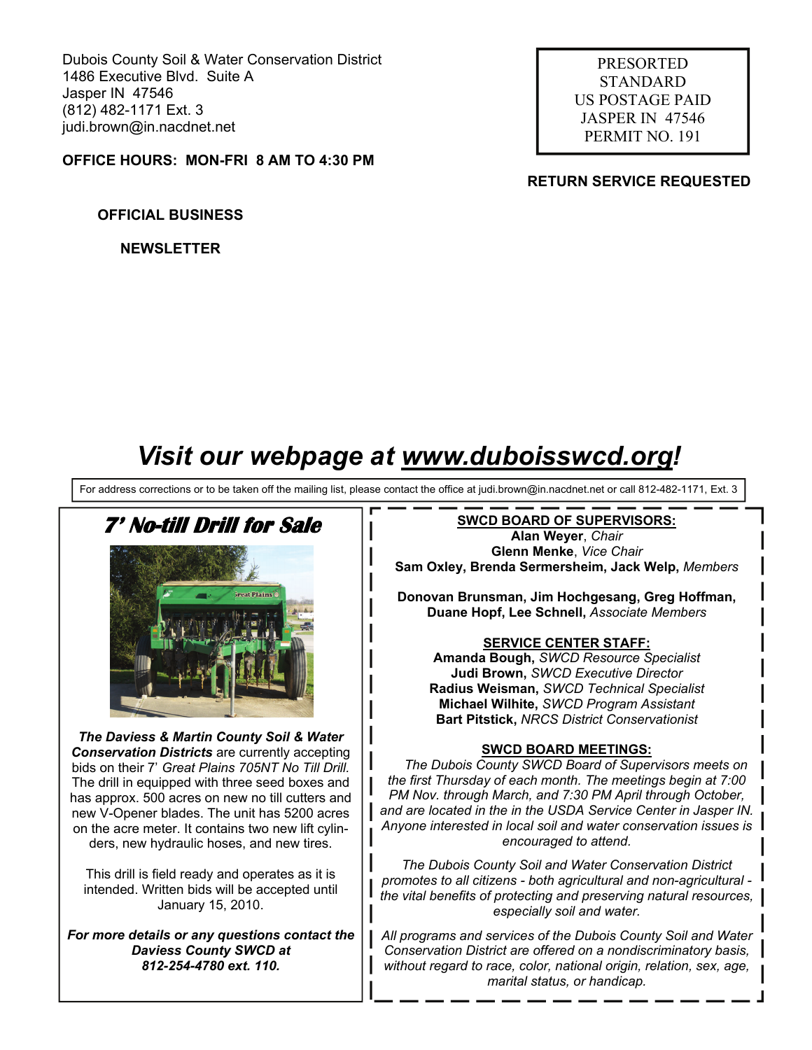Dubois County Soil & Water Conservation District
1486 Executive Blvd. Suite A
Jasper IN 47546
(812) 482-1171 Ext. 3
judi.brown@in.nacdnet.net

**OFFICE HOURS: MON-FRI 8 AM TO 4:30 PM**

PRESORTED
STANDARD
US POSTAGE PAID
JASPER IN 47546
PERMIT NO. 191

**RETURN SERVICE REQUESTED**

**OFFICIAL BUSINESS**

**NEWSLETTER**

# *Visit our webpage at www.duboisswcd.org!*

For address corrections or to be taken off the mailing list, please contact the office at judi.brown@in.nacdnet.net or call 812-482-1171, Ext. 3

## *7' No-till Drill for Sale*

***The Daviess & Martin County Soil & Water Conservation Districts*** are currently accepting bids on their 7' *Great Plains 705NT No Till Drill.* The drill in equipped with three seed boxes and has approx. 500 acres on new no till cutters and new V-Opener blades. The unit has 5200 acres on the acre meter. It contains two new lift cylinders, new hydraulic hoses, and new tires.

This drill is field ready and operates as it is intended. Written bids will be accepted until January 15, 2010.

***For more details or any questions contact the Daviess County SWCD at 812-254-4780 ext. 110.***

**SWCD BOARD OF SUPERVISORS:**

**Alan Weyer**, *Chair*
**Glenn Menke**, *Vice Chair*
**Sam Oxley, Brenda Sermersheim, Jack Welp,** *Members*

**Donovan Brunsman, Jim Hochgesang, Greg Hoffman, Duane Hopf, Lee Schnell,** *Associate Members*

**SERVICE CENTER STAFF:**

**Amanda Bough,** *SWCD Resource Specialist*
**Judi Brown,** *SWCD Executive Director*
**Radius Weisman,** *SWCD Technical Specialist*
**Michael Wilhite,** *SWCD Program Assistant*
**Bart Pitstick,** *NRCS District Conservationist*

**SWCD BOARD MEETINGS:**

*The Dubois County SWCD Board of Supervisors meets on the first Thursday of each month. The meetings begin at 7:00 PM Nov. through March, and 7:30 PM April through October, and are located in the in the USDA Service Center in Jasper IN. Anyone interested in local soil and water conservation issues is encouraged to attend.*

*The Dubois County Soil and Water Conservation District promotes to all citizens - both agricultural and non-agricultural - the vital benefits of protecting and preserving natural resources, especially soil and water.*

*All programs and services of the Dubois County Soil and Water Conservation District are offered on a nondiscriminatory basis, without regard to race, color, national origin, relation, sex, age, marital status, or handicap.*